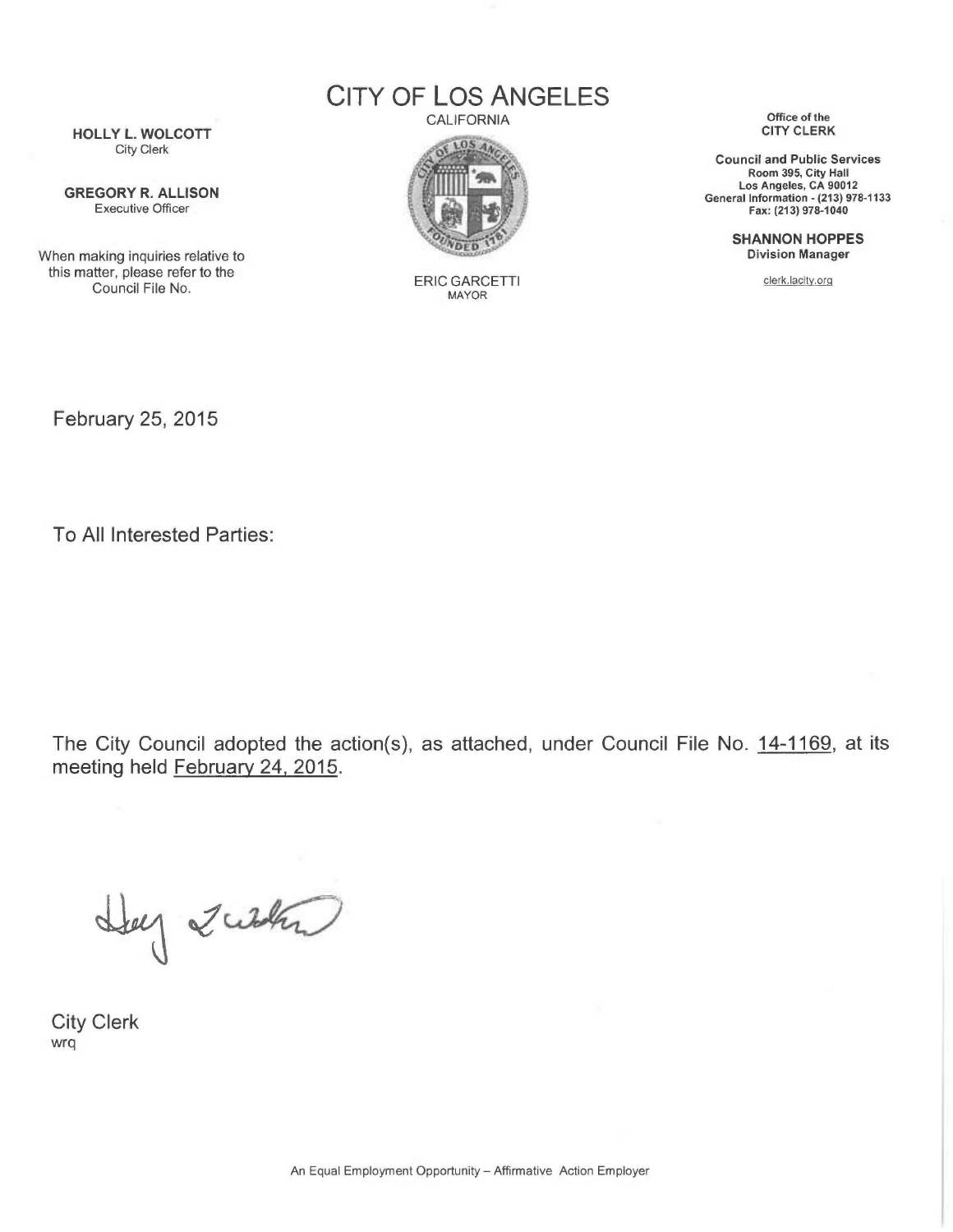# CITY OF LOS ANGELES

CALIFORNIA

**HOLLY L. WOLCOTT**
City Clerk

**GREGORY R. ALLISON**
Executive Officer

When making inquiries relative to this matter, please refer to the Council File No.

ERIC GARCETTI
MAYOR

Office of the
**CITY CLERK**

**Council and Public Services**
**Room 395, City Hall**
**Los Angeles, CA 90012**
**General Information - (213) 978-1133**
**Fax: (213) 978-1040**

**SHANNON HOPPES**
**Division Manager**

clerk.lacity.org

February 25, 2015

To All Interested Parties:

The City Council adopted the action(s), as attached, under Council File No. 14-1169, at its meeting held February 24, 2015.

City Clerk
wrq

An Equal Employment Opportunity – Affirmative Action Employer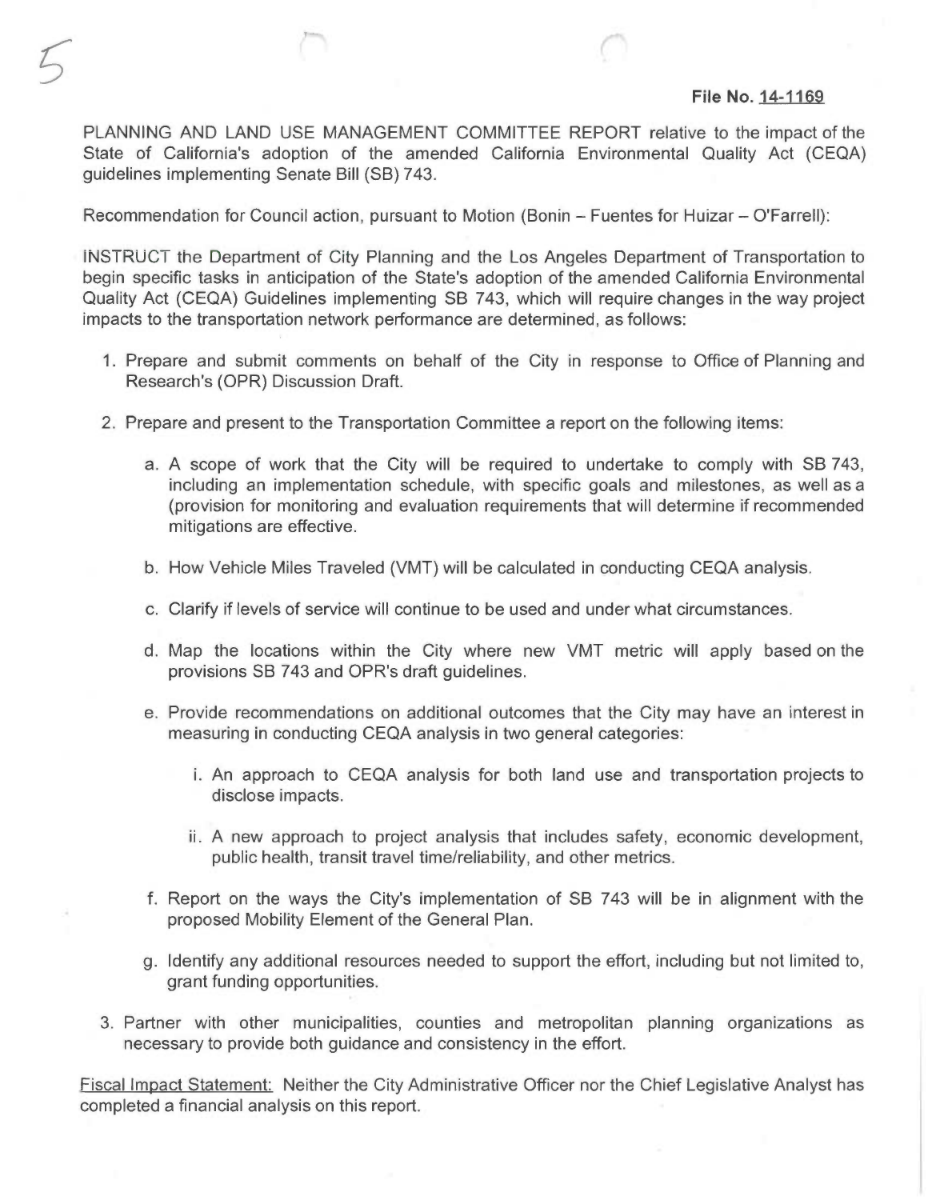**File No. 14-1169**

PLANNING AND LAND USE MANAGEMENT COMMITTEE REPORT relative to the impact of the State of California's adoption of the amended California Environmental Quality Act (CEQA) guidelines implementing Senate Bill (SB) 743.

Recommendation for Council action, pursuant to Motion (Bonin – Fuentes for Huizar – O'Farrell):

INSTRUCT the Department of City Planning and the Los Angeles Department of Transportation to begin specific tasks in anticipation of the State's adoption of the amended California Environmental Quality Act (CEQA) Guidelines implementing SB 743, which will require changes in the way project impacts to the transportation network performance are determined, as follows:

1. Prepare and submit comments on behalf of the City in response to Office of Planning and Research's (OPR) Discussion Draft.
2. Prepare and present to the Transportation Committee a report on the following items:
   a. A scope of work that the City will be required to undertake to comply with SB 743, including an implementation schedule, with specific goals and milestones, as well as a (provision for monitoring and evaluation requirements that will determine if recommended mitigations are effective.
   b. How Vehicle Miles Traveled (VMT) will be calculated in conducting CEQA analysis.
   c. Clarify if levels of service will continue to be used and under what circumstances.
   d. Map the locations within the City where new VMT metric will apply based on the provisions SB 743 and OPR's draft guidelines.
   e. Provide recommendations on additional outcomes that the City may have an interest in measuring in conducting CEQA analysis in two general categories:
      i. An approach to CEQA analysis for both land use and transportation projects to disclose impacts.
      ii. A new approach to project analysis that includes safety, economic development, public health, transit travel time/reliability, and other metrics.
   f. Report on the ways the City's implementation of SB 743 will be in alignment with the proposed Mobility Element of the General Plan.
   g. Identify any additional resources needed to support the effort, including but not limited to, grant funding opportunities.
3. Partner with other municipalities, counties and metropolitan planning organizations as necessary to provide both guidance and consistency in the effort.

Fiscal Impact Statement: Neither the City Administrative Officer nor the Chief Legislative Analyst has completed a financial analysis on this report.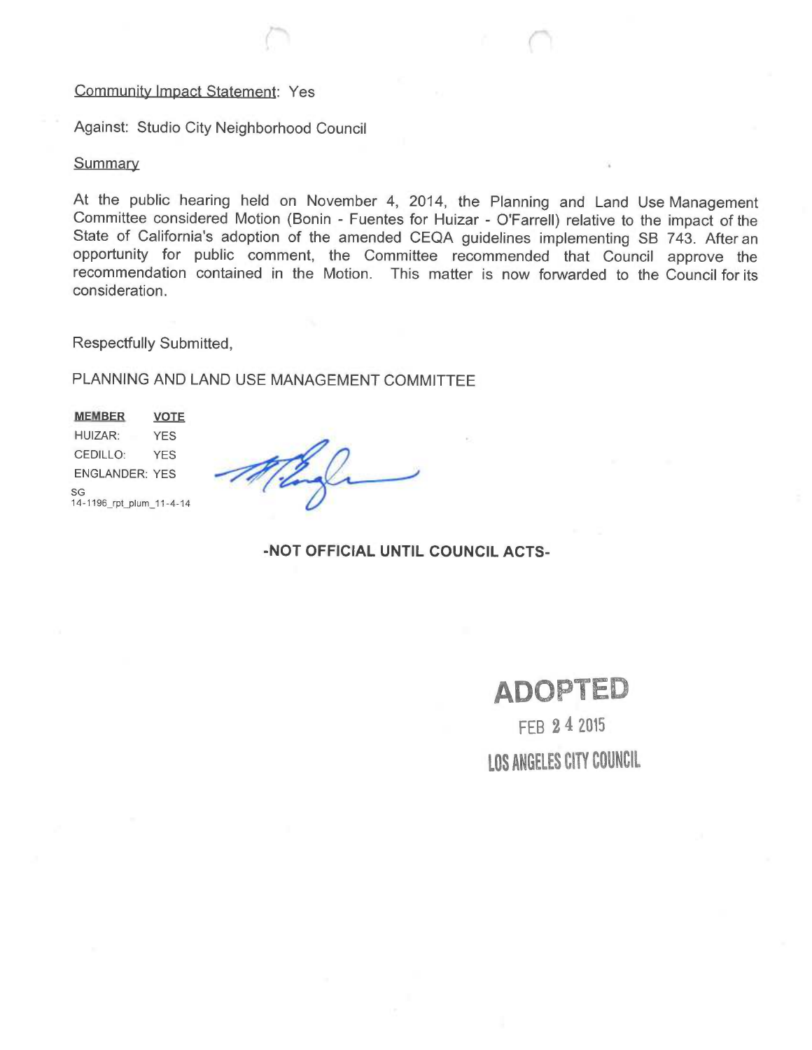Community Impact Statement: Yes

Against: Studio City Neighborhood Council

Summary

At the public hearing held on November 4, 2014, the Planning and Land Use Management Committee considered Motion (Bonin - Fuentes for Huizar - O'Farrell) relative to the impact of the State of California's adoption of the amended CEQA guidelines implementing SB 743. After an opportunity for public comment, the Committee recommended that Council approve the recommendation contained in the Motion. This matter is now forwarded to the Council for its consideration.

Respectfully Submitted,

PLANNING AND LAND USE MANAGEMENT COMMITTEE

| MEMBER | VOTE |
| --- | --- |
| HUIZAR: | YES |
| CEDILLO: | YES |
| ENGLANDER: | YES |

SG
14-1196_rpt_plum_11-4-14

**-NOT OFFICIAL UNTIL COUNCIL ACTS-**

**ADOPTED**

FEB 24 2015

LOS ANGELES CITY COUNCIL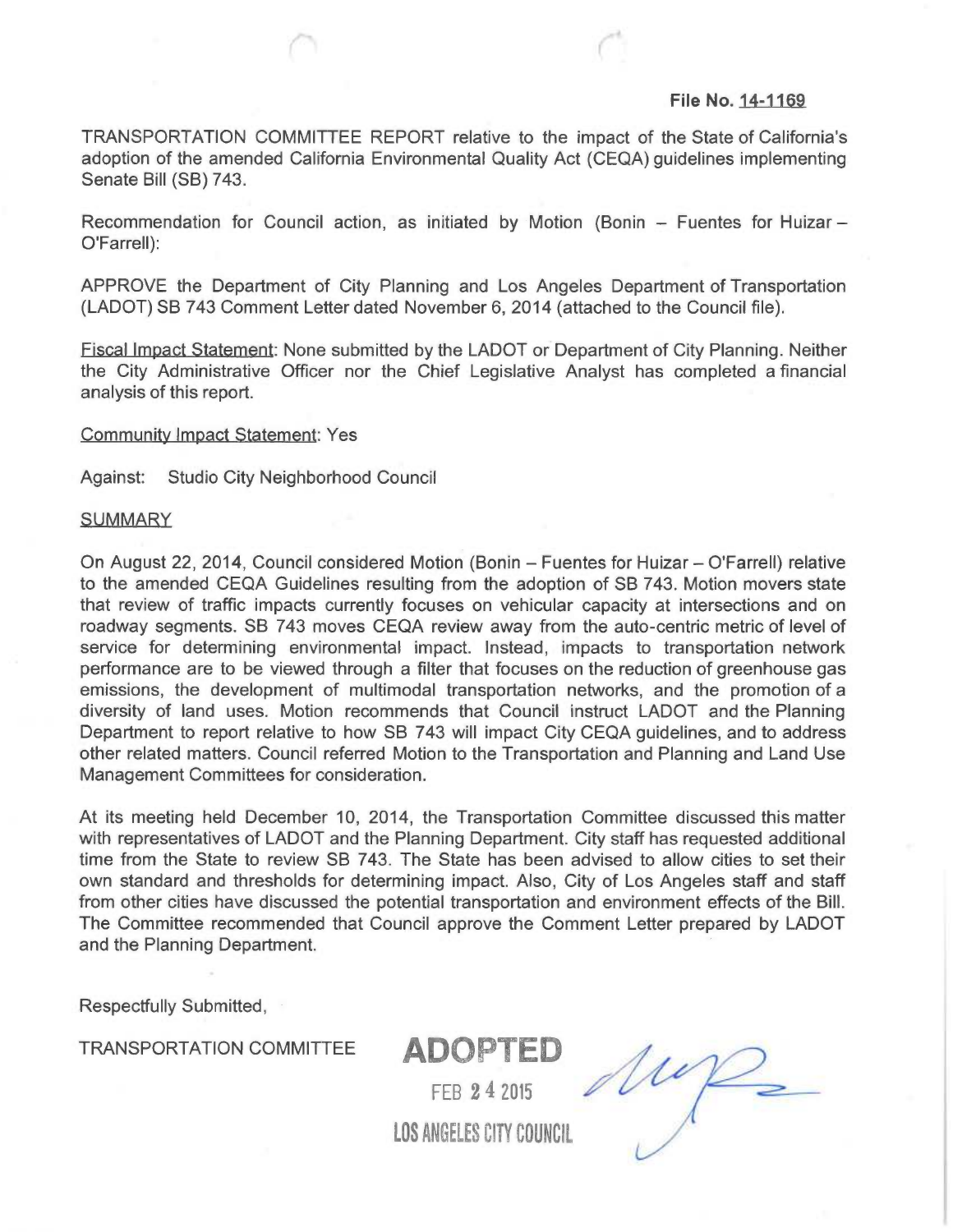**File No. 14-1169**

TRANSPORTATION COMMITTEE REPORT relative to the impact of the State of California's adoption of the amended California Environmental Quality Act (CEQA) guidelines implementing Senate Bill (SB) 743.

Recommendation for Council action, as initiated by Motion (Bonin – Fuentes for Huizar – O'Farrell):

APPROVE the Department of City Planning and Los Angeles Department of Transportation (LADOT) SB 743 Comment Letter dated November 6, 2014 (attached to the Council file).

Fiscal Impact Statement: None submitted by the LADOT or Department of City Planning. Neither the City Administrative Officer nor the Chief Legislative Analyst has completed a financial analysis of this report.

Community Impact Statement: Yes

Against: Studio City Neighborhood Council

SUMMARY

On August 22, 2014, Council considered Motion (Bonin – Fuentes for Huizar – O'Farrell) relative to the amended CEQA Guidelines resulting from the adoption of SB 743. Motion movers state that review of traffic impacts currently focuses on vehicular capacity at intersections and on roadway segments. SB 743 moves CEQA review away from the auto-centric metric of level of service for determining environmental impact. Instead, impacts to transportation network performance are to be viewed through a filter that focuses on the reduction of greenhouse gas emissions, the development of multimodal transportation networks, and the promotion of a diversity of land uses. Motion recommends that Council instruct LADOT and the Planning Department to report relative to how SB 743 will impact City CEQA guidelines, and to address other related matters. Council referred Motion to the Transportation and Planning and Land Use Management Committees for consideration.

At its meeting held December 10, 2014, the Transportation Committee discussed this matter with representatives of LADOT and the Planning Department. City staff has requested additional time from the State to review SB 743. The State has been advised to allow cities to set their own standard and thresholds for determining impact. Also, City of Los Angeles staff and staff from other cities have discussed the potential transportation and environment effects of the Bill. The Committee recommended that Council approve the Comment Letter prepared by LADOT and the Planning Department.

Respectfully Submitted,

TRANSPORTATION COMMITTEE

**ADOPTED**

FEB 24 2015

LOS ANGELES CITY COUNCIL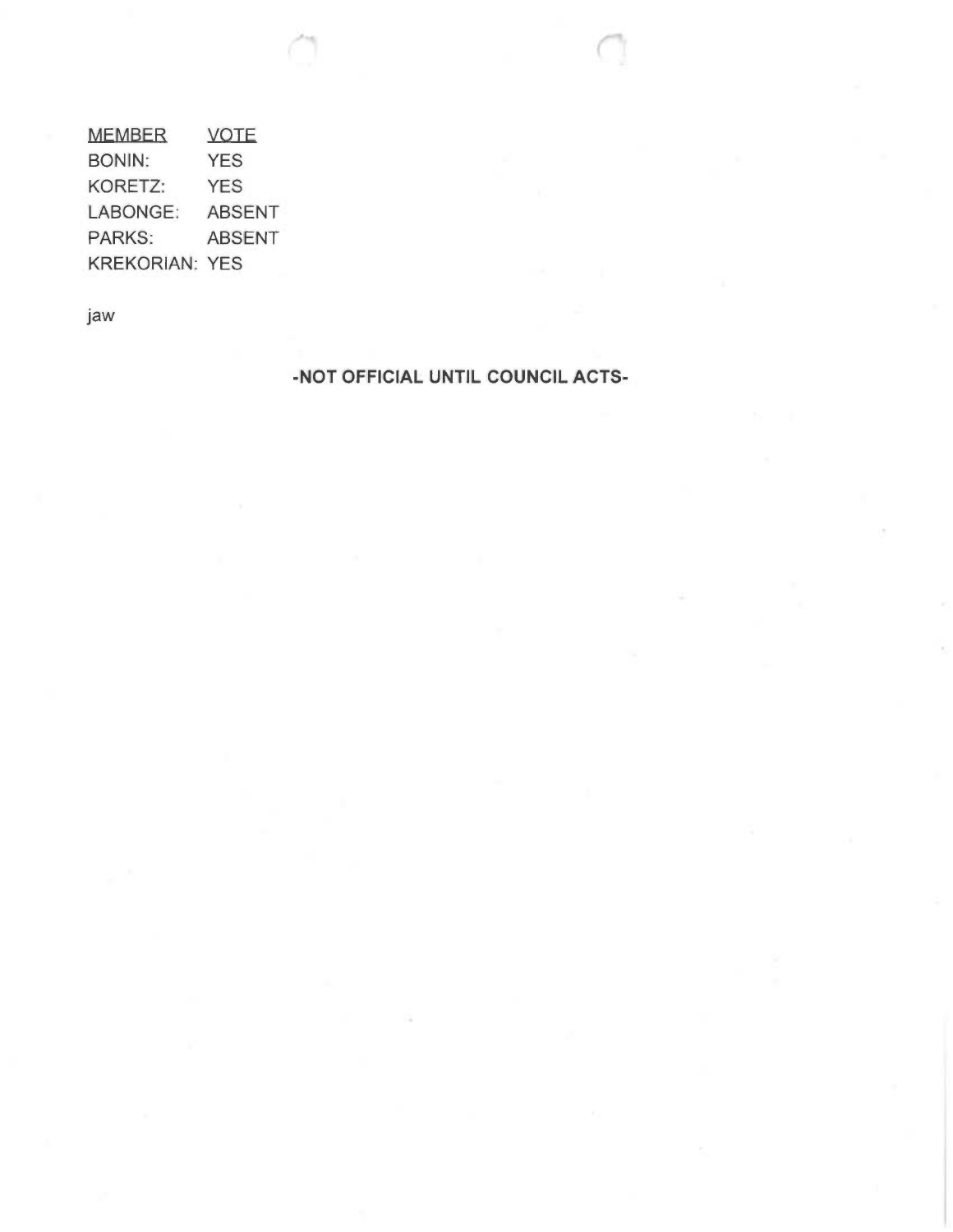| MEMBER | VOTE |
| --- | --- |
| BONIN: | YES |
| KORETZ: | YES |
| LABONGE: | ABSENT |
| PARKS: | ABSENT |
| KREKORIAN: | YES |

jaw

**-NOT OFFICIAL UNTIL COUNCIL ACTS-**